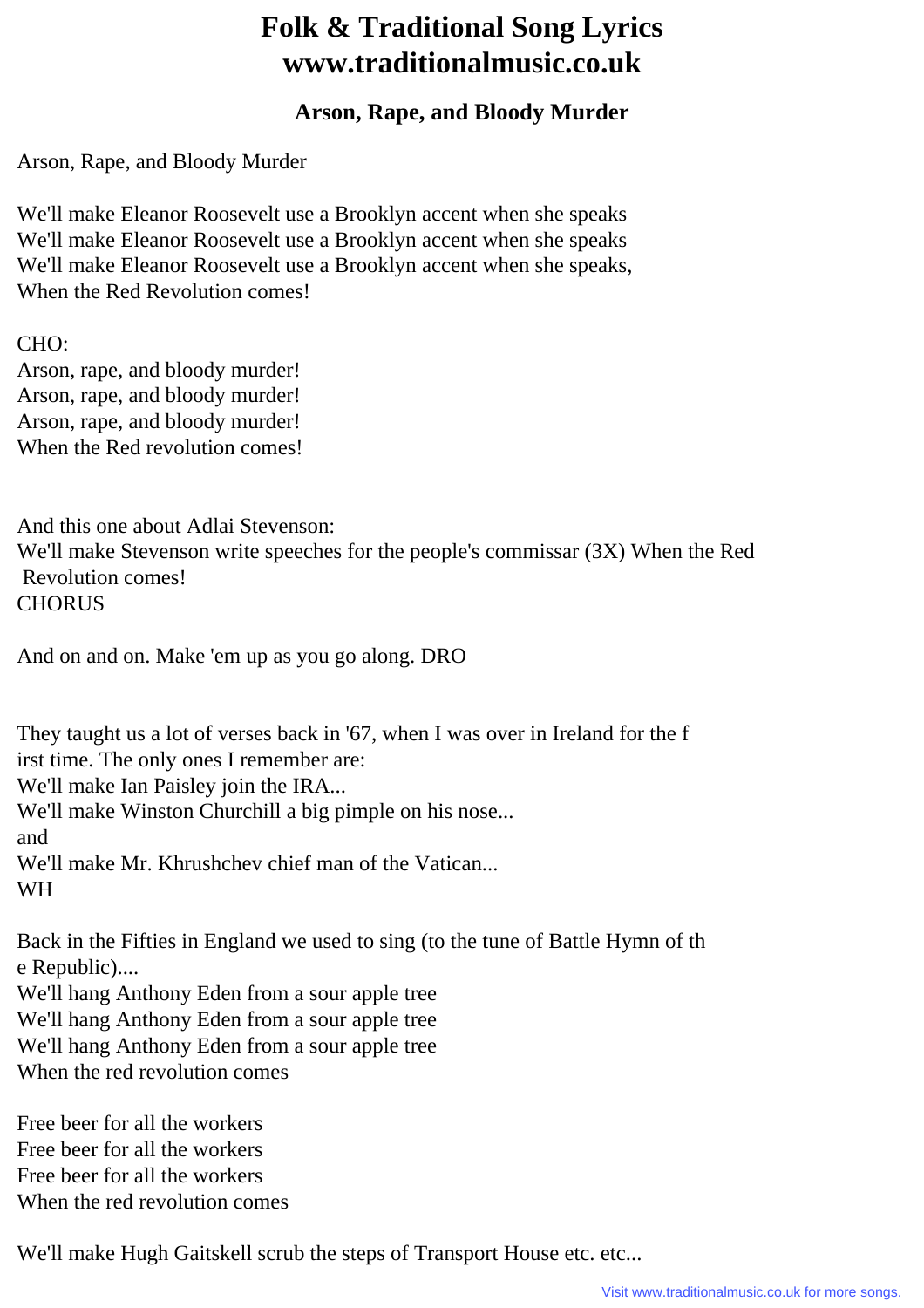# Folk & Traditional Song Lyrics www.traditionalmusic.co.uk

## Arson, Rape, and Bloody Murder

Arson, Rape, and Bloody Murder

We'll make Eleanor Roosevelt use a Brooklyn accent when she speaks
We'll make Eleanor Roosevelt use a Brooklyn accent when she speaks
We'll make Eleanor Roosevelt use a Brooklyn accent when she speaks,
When the Red Revolution comes!

CHO:
Arson, rape, and bloody murder!
Arson, rape, and bloody murder!
Arson, rape, and bloody murder!
When the Red revolution comes!

And this one about Adlai Stevenson:
We'll make Stevenson write speeches for the people's commissar (3X) When the Red Revolution comes!
CHORUS

And on and on. Make 'em up as you go along. DRO

They taught us a lot of verses back in '67, when I was over in Ireland for the first time. The only ones I remember are:
We'll make Ian Paisley join the IRA...
We'll make Winston Churchill a big pimple on his nose...
and
We'll make Mr. Khrushchev chief man of the Vatican...
WH

Back in the Fifties in England we used to sing (to the tune of Battle Hymn of the Republic)....
We'll hang Anthony Eden from a sour apple tree
We'll hang Anthony Eden from a sour apple tree
We'll hang Anthony Eden from a sour apple tree
When the red revolution comes

Free beer for all the workers
Free beer for all the workers
Free beer for all the workers
When the red revolution comes

We'll make Hugh Gaitskell scrub the steps of Transport House etc. etc...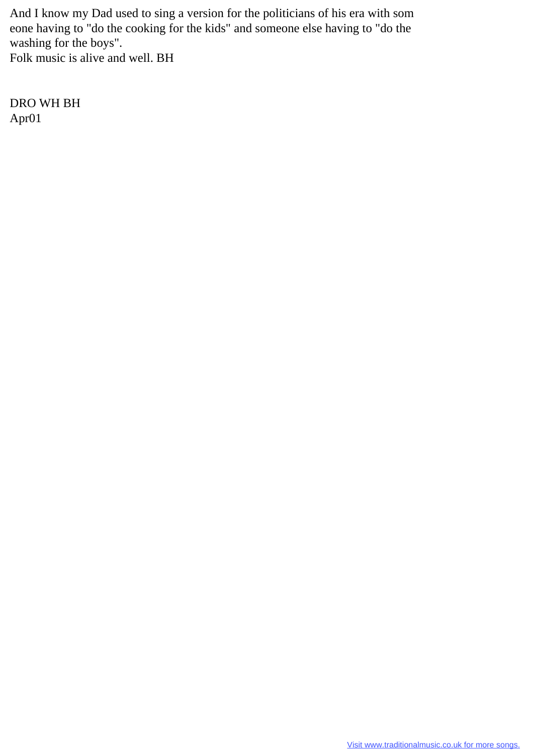And I know my Dad used to sing a version for the politicians of his era with someone having to "do the cooking for the kids" and someone else having to "do the washing for the boys".
Folk music is alive and well. BH

DRO WH BH
Apr01